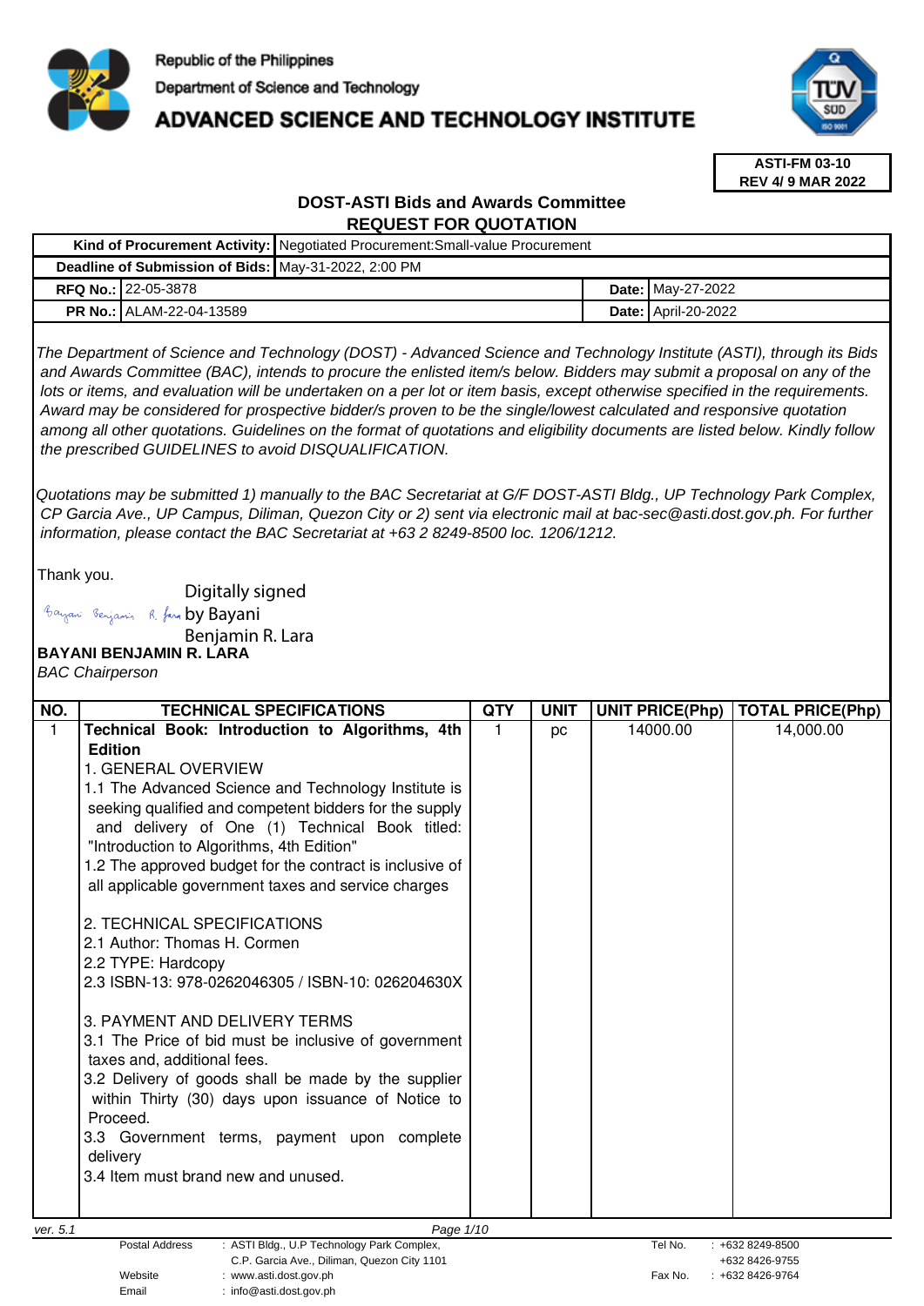Republic of the Philippines
Department of Science and Technology
**ADVANCED SCIENCE AND TECHNOLOGY INSTITUTE**

**ASTI-FM 03-10**
**REV 4/ 9 MAR 2022**

## DOST-ASTI Bids and Awards Committee
## REQUEST FOR QUOTATION

| | | | |
|---|---|---|---|
| **Kind of Procurement Activity:** | Negotiated Procurement:Small-value Procurement | | |
| **Deadline of Submission of Bids:** | May-31-2022, 2:00 PM | | |
| **RFQ No.:** | 22-05-3878 | **Date:** | May-27-2022 |
| **PR No.:** | ALAM-22-04-13589 | **Date:** | April-20-2022 |

*The Department of Science and Technology (DOST) - Advanced Science and Technology Institute (ASTI), through its Bids and Awards Committee (BAC), intends to procure the enlisted item/s below. Bidders may submit a proposal on any of the lots or items, and evaluation will be undertaken on a per lot or item basis, except otherwise specified in the requirements. Award may be considered for prospective bidder/s proven to be the single/lowest calculated and responsive quotation among all other quotations. Guidelines on the format of quotations and eligibility documents are listed below. Kindly follow the prescribed GUIDELINES to avoid DISQUALIFICATION.*

*Quotations may be submitted 1) manually to the BAC Secretariat at G/F DOST-ASTI Bldg., UP Technology Park Complex, CP Garcia Ave., UP Campus, Diliman, Quezon City or 2) sent via electronic mail at bac-sec@asti.dost.gov.ph. For further information, please contact the BAC Secretariat at +63 2 8249-8500 loc. 1206/1212.*

Thank you.

Digitally signed by Bayani Benjamin R. Lara

**BAYANI BENJAMIN R. LARA**
*BAC Chairperson*

| NO. | TECHNICAL SPECIFICATIONS | QTY | UNIT | UNIT PRICE(Php) | TOTAL PRICE(Php) |
|---|---|---|---|---|---|
| 1 | **Technical Book: Introduction to Algorithms, 4th Edition**<br>1. GENERAL OVERVIEW<br>1.1 The Advanced Science and Technology Institute is seeking qualified and competent bidders for the supply and delivery of One (1) Technical Book titled: "Introduction to Algorithms, 4th Edition"<br>1.2 The approved budget for the contract is inclusive of all applicable government taxes and service charges<br><br>2. TECHNICAL SPECIFICATIONS<br>2.1 Author: Thomas H. Cormen<br>2.2 TYPE: Hardcopy<br>2.3 ISBN-13: 978-0262046305 / ISBN-10: 026204630X<br><br>3. PAYMENT AND DELIVERY TERMS<br>3.1 The Price of bid must be inclusive of government taxes and, additional fees.<br>3.2 Delivery of goods shall be made by the supplier within Thirty (30) days upon issuance of Notice to Proceed.<br>3.3 Government terms, payment upon complete delivery<br>3.4 Item must brand new and unused. | 1 | pc | 14000.00 | 14,000.00 |

ver. 5.1

| | | | |
|---|---|---|---|
| Postal Address | : ASTI Bldg., U.P Technology Park Complex, C.P. Garcia Ave., Diliman, Quezon City 1101 | Tel No. | : +632 8249-8500<br>+632 8426-9755 |
| Website | : www.asti.dost.gov.ph | Fax No. | : +632 8426-9764 |
| Email | : info@asti.dost.gov.ph | | |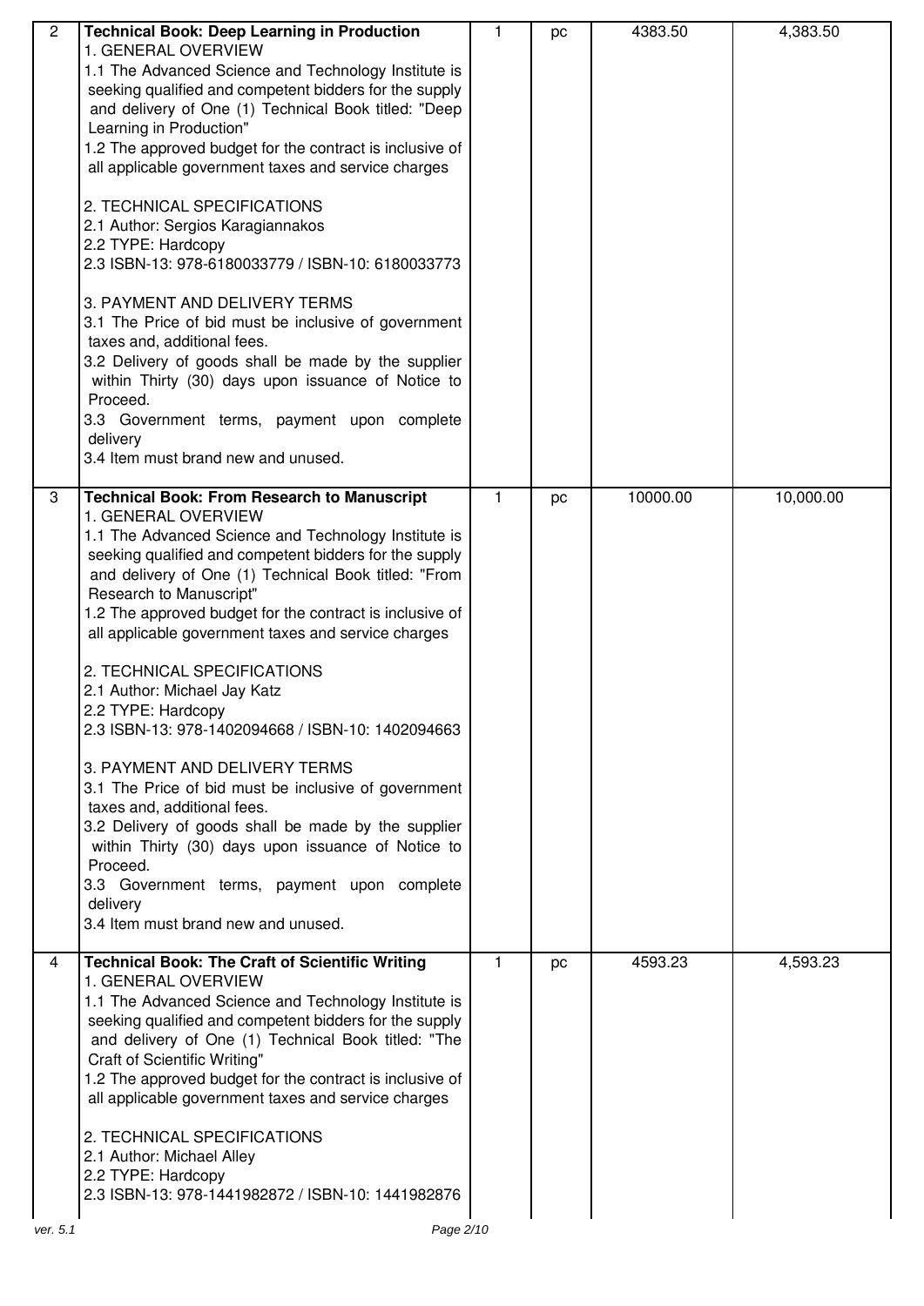| | | | | | |
|---|---|---|---|---|---|
| 2 | **Technical Book: Deep Learning in Production**<br>1. GENERAL OVERVIEW<br>1.1 The Advanced Science and Technology Institute is seeking qualified and competent bidders for the supply and delivery of One (1) Technical Book titled: "Deep Learning in Production"<br>1.2 The approved budget for the contract is inclusive of all applicable government taxes and service charges<br><br>2. TECHNICAL SPECIFICATIONS<br>2.1 Author: Sergios Karagiannakos<br>2.2 TYPE: Hardcopy<br>2.3 ISBN-13: 978-6180033779 / ISBN-10: 6180033773<br><br>3. PAYMENT AND DELIVERY TERMS<br>3.1 The Price of bid must be inclusive of government taxes and, additional fees.<br>3.2 Delivery of goods shall be made by the supplier within Thirty (30) days upon issuance of Notice to Proceed.<br>3.3 Government terms, payment upon complete delivery<br>3.4 Item must brand new and unused. | 1 | pc | 4383.50 | 4,383.50 |
| 3 | **Technical Book: From Research to Manuscript**<br>1. GENERAL OVERVIEW<br>1.1 The Advanced Science and Technology Institute is seeking qualified and competent bidders for the supply and delivery of One (1) Technical Book titled: "From Research to Manuscript"<br>1.2 The approved budget for the contract is inclusive of all applicable government taxes and service charges<br><br>2. TECHNICAL SPECIFICATIONS<br>2.1 Author: Michael Jay Katz<br>2.2 TYPE: Hardcopy<br>2.3 ISBN-13: 978-1402094668 / ISBN-10: 1402094663<br><br>3. PAYMENT AND DELIVERY TERMS<br>3.1 The Price of bid must be inclusive of government taxes and, additional fees.<br>3.2 Delivery of goods shall be made by the supplier within Thirty (30) days upon issuance of Notice to Proceed.<br>3.3 Government terms, payment upon complete delivery<br>3.4 Item must brand new and unused. | 1 | pc | 10000.00 | 10,000.00 |
| 4 | **Technical Book: The Craft of Scientific Writing**<br>1. GENERAL OVERVIEW<br>1.1 The Advanced Science and Technology Institute is seeking qualified and competent bidders for the supply and delivery of One (1) Technical Book titled: "The Craft of Scientific Writing"<br>1.2 The approved budget for the contract is inclusive of all applicable government taxes and service charges<br><br>2. TECHNICAL SPECIFICATIONS<br>2.1 Author: Michael Alley<br>2.2 TYPE: Hardcopy<br>2.3 ISBN-13: 978-1441982872 / ISBN-10: 1441982876 | 1 | pc | 4593.23 | 4,593.23 |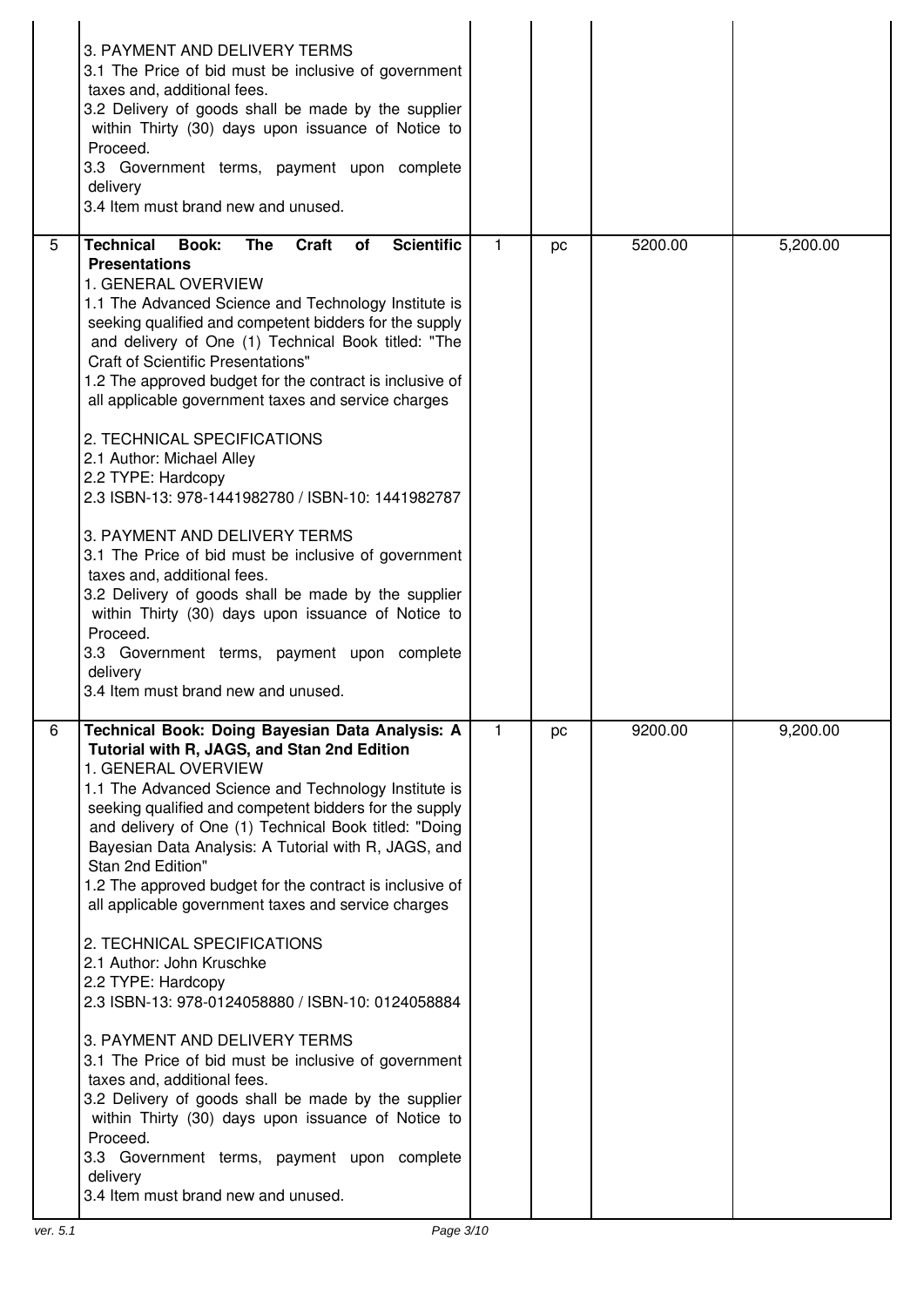| | | | | | |
|---|---|---|---|---|---|
| | 3. PAYMENT AND DELIVERY TERMS<br>3.1 The Price of bid must be inclusive of government taxes and, additional fees.<br>3.2 Delivery of goods shall be made by the supplier within Thirty (30) days upon issuance of Notice to Proceed.<br>3.3 Government terms, payment upon complete delivery<br>3.4 Item must brand new and unused. | | | | |
| 5 | **Technical Book: The Craft of Scientific Presentations**<br>1. GENERAL OVERVIEW<br>1.1 The Advanced Science and Technology Institute is seeking qualified and competent bidders for the supply and delivery of One (1) Technical Book titled: "The Craft of Scientific Presentations"<br>1.2 The approved budget for the contract is inclusive of all applicable government taxes and service charges<br><br>2. TECHNICAL SPECIFICATIONS<br>2.1 Author: Michael Alley<br>2.2 TYPE: Hardcopy<br>2.3 ISBN-13: 978-1441982780 / ISBN-10: 1441982787<br><br>3. PAYMENT AND DELIVERY TERMS<br>3.1 The Price of bid must be inclusive of government taxes and, additional fees.<br>3.2 Delivery of goods shall be made by the supplier within Thirty (30) days upon issuance of Notice to Proceed.<br>3.3 Government terms, payment upon complete delivery<br>3.4 Item must brand new and unused. | 1 | pc | 5200.00 | 5,200.00 |
| 6 | **Technical Book: Doing Bayesian Data Analysis: A Tutorial with R, JAGS, and Stan 2nd Edition**<br>1. GENERAL OVERVIEW<br>1.1 The Advanced Science and Technology Institute is seeking qualified and competent bidders for the supply and delivery of One (1) Technical Book titled: "Doing Bayesian Data Analysis: A Tutorial with R, JAGS, and Stan 2nd Edition"<br>1.2 The approved budget for the contract is inclusive of all applicable government taxes and service charges<br><br>2. TECHNICAL SPECIFICATIONS<br>2.1 Author: John Kruschke<br>2.2 TYPE: Hardcopy<br>2.3 ISBN-13: 978-0124058880 / ISBN-10: 0124058884<br><br>3. PAYMENT AND DELIVERY TERMS<br>3.1 The Price of bid must be inclusive of government taxes and, additional fees.<br>3.2 Delivery of goods shall be made by the supplier within Thirty (30) days upon issuance of Notice to Proceed.<br>3.3 Government terms, payment upon complete delivery<br>3.4 Item must brand new and unused. | 1 | pc | 9200.00 | 9,200.00 |

ver. 5.1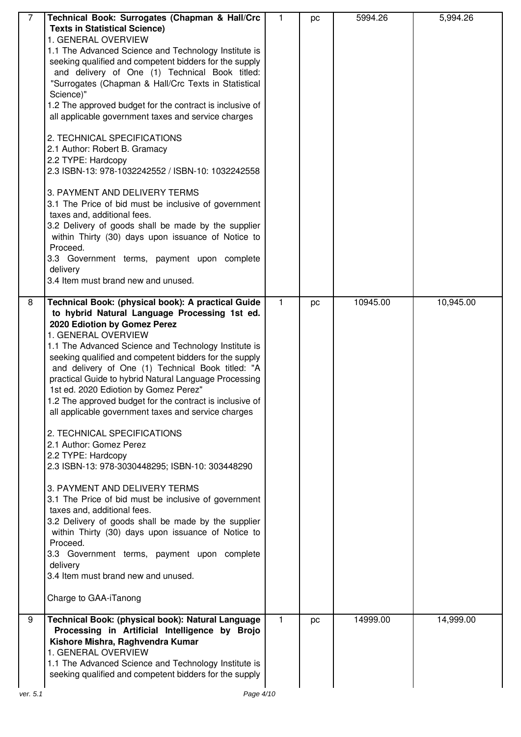| 7 | **Technical Book: Surrogates (Chapman & Hall/Crc Texts in Statistical Science)**<br>1. GENERAL OVERVIEW<br>1.1 The Advanced Science and Technology Institute is seeking qualified and competent bidders for the supply and delivery of One (1) Technical Book titled: "Surrogates (Chapman & Hall/Crc Texts in Statistical Science)"<br>1.2 The approved budget for the contract is inclusive of all applicable government taxes and service charges<br><br>2. TECHNICAL SPECIFICATIONS<br>2.1 Author: Robert B. Gramacy<br>2.2 TYPE: Hardcopy<br>2.3 ISBN-13: 978-1032242552 / ISBN-10: 1032242558<br><br>3. PAYMENT AND DELIVERY TERMS<br>3.1 The Price of bid must be inclusive of government taxes and, additional fees.<br>3.2 Delivery of goods shall be made by the supplier within Thirty (30) days upon issuance of Notice to Proceed.<br>3.3 Government terms, payment upon complete delivery<br>3.4 Item must brand new and unused. | 1 | pc | 5994.26 | 5,994.26 |
|---|---|---|---|---|---|
| 8 | **Technical Book: (physical book): A practical Guide to hybrid Natural Language Processing 1st ed. 2020 Ediotion by Gomez Perez**<br>1. GENERAL OVERVIEW<br>1.1 The Advanced Science and Technology Institute is seeking qualified and competent bidders for the supply and delivery of One (1) Technical Book titled: "A practical Guide to hybrid Natural Language Processing 1st ed. 2020 Ediotion by Gomez Perez"<br>1.2 The approved budget for the contract is inclusive of all applicable government taxes and service charges<br><br>2. TECHNICAL SPECIFICATIONS<br>2.1 Author: Gomez Perez<br>2.2 TYPE: Hardcopy<br>2.3 ISBN-13: 978-3030448295; ISBN-10: 303448290<br><br>3. PAYMENT AND DELIVERY TERMS<br>3.1 The Price of bid must be inclusive of government taxes and, additional fees.<br>3.2 Delivery of goods shall be made by the supplier within Thirty (30) days upon issuance of Notice to Proceed.<br>3.3 Government terms, payment upon complete delivery<br>3.4 Item must brand new and unused.<br><br>Charge to GAA-iTanong | 1 | pc | 10945.00 | 10,945.00 |
| 9 | **Technical Book: (physical book): Natural Language Processing in Artificial Intelligence by Brojo Kishore Mishra, Raghvendra Kumar**<br>1. GENERAL OVERVIEW<br>1.1 The Advanced Science and Technology Institute is seeking qualified and competent bidders for the supply | 1 | pc | 14999.00 | 14,999.00 |

ver. 5.1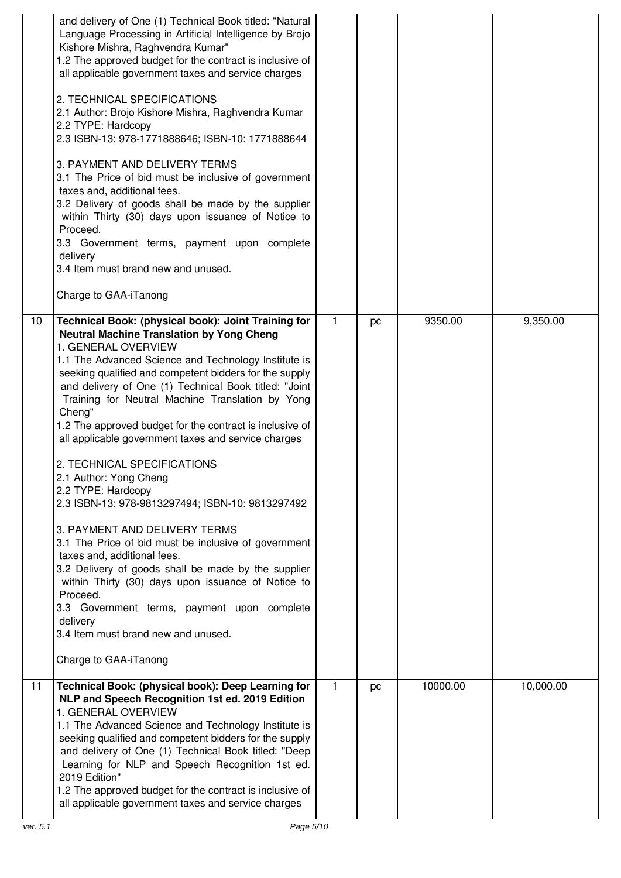| | | | | | |
|---|---|---|---|---|---|
| | and delivery of One (1) Technical Book titled: "Natural Language Processing in Artificial Intelligence by Brojo Kishore Mishra, Raghvendra Kumar"<br>1.2 The approved budget for the contract is inclusive of all applicable government taxes and service charges<br><br>2. TECHNICAL SPECIFICATIONS<br>2.1 Author: Brojo Kishore Mishra, Raghvendra Kumar<br>2.2 TYPE: Hardcopy<br>2.3 ISBN-13: 978-1771888646; ISBN-10: 1771888644<br><br>3. PAYMENT AND DELIVERY TERMS<br>3.1 The Price of bid must be inclusive of government taxes and, additional fees.<br>3.2 Delivery of goods shall be made by the supplier within Thirty (30) days upon issuance of Notice to Proceed.<br>3.3 Government terms, payment upon complete delivery<br>3.4 Item must brand new and unused.<br><br>Charge to GAA-iTanong | | | | |
| 10 | **Technical Book: (physical book): Joint Training for Neutral Machine Translation by Yong Cheng**<br>1. GENERAL OVERVIEW<br>1.1 The Advanced Science and Technology Institute is seeking qualified and competent bidders for the supply and delivery of One (1) Technical Book titled: "Joint Training for Neutral Machine Translation by Yong Cheng"<br>1.2 The approved budget for the contract is inclusive of all applicable government taxes and service charges<br><br>2. TECHNICAL SPECIFICATIONS<br>2.1 Author: Yong Cheng<br>2.2 TYPE: Hardcopy<br>2.3 ISBN-13: 978-9813297494; ISBN-10: 9813297492<br><br>3. PAYMENT AND DELIVERY TERMS<br>3.1 The Price of bid must be inclusive of government taxes and, additional fees.<br>3.2 Delivery of goods shall be made by the supplier within Thirty (30) days upon issuance of Notice to Proceed.<br>3.3 Government terms, payment upon complete delivery<br>3.4 Item must brand new and unused.<br><br>Charge to GAA-iTanong | 1 | pc | 9350.00 | 9,350.00 |
| 11 | **Technical Book: (physical book): Deep Learning for NLP and Speech Recognition 1st ed. 2019 Edition**<br>1. GENERAL OVERVIEW<br>1.1 The Advanced Science and Technology Institute is seeking qualified and competent bidders for the supply and delivery of One (1) Technical Book titled: "Deep Learning for NLP and Speech Recognition 1st ed. 2019 Edition"<br>1.2 The approved budget for the contract is inclusive of all applicable government taxes and service charges | 1 | pc | 10000.00 | 10,000.00 |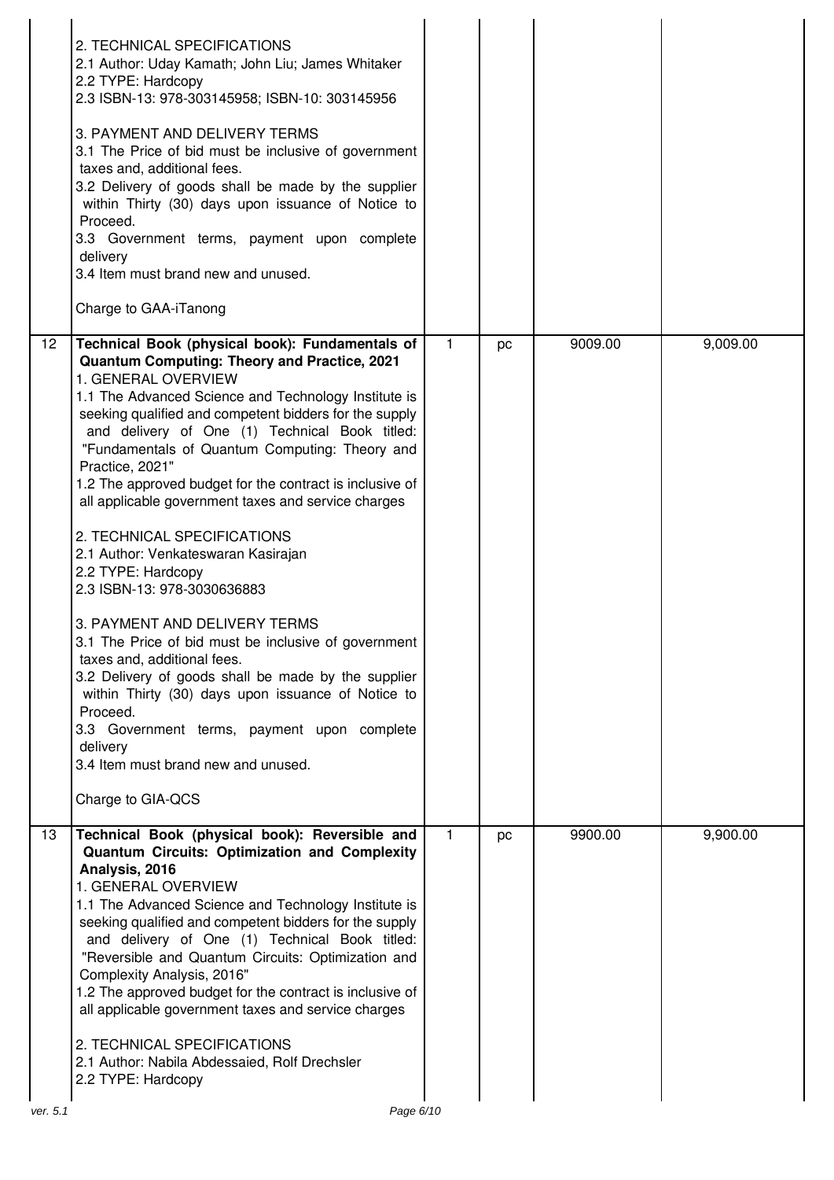| | | | | | |
|---|---|---|---|---|---|
| | 2. TECHNICAL SPECIFICATIONS<br>2.1 Author: Uday Kamath; John Liu; James Whitaker<br>2.2 TYPE: Hardcopy<br>2.3 ISBN-13: 978-303145958; ISBN-10: 303145956<br><br>3. PAYMENT AND DELIVERY TERMS<br>3.1 The Price of bid must be inclusive of government taxes and, additional fees.<br>3.2 Delivery of goods shall be made by the supplier within Thirty (30) days upon issuance of Notice to Proceed.<br>3.3 Government terms, payment upon complete delivery<br>3.4 Item must brand new and unused.<br><br>Charge to GAA-iTanong | | | | |
| 12 | **Technical Book (physical book): Fundamentals of Quantum Computing: Theory and Practice, 2021**<br>1. GENERAL OVERVIEW<br>1.1 The Advanced Science and Technology Institute is seeking qualified and competent bidders for the supply and delivery of One (1) Technical Book titled: "Fundamentals of Quantum Computing: Theory and Practice, 2021"<br>1.2 The approved budget for the contract is inclusive of all applicable government taxes and service charges<br><br>2. TECHNICAL SPECIFICATIONS<br>2.1 Author: Venkateswaran Kasirajan<br>2.2 TYPE: Hardcopy<br>2.3 ISBN-13: 978-3030636883<br><br>3. PAYMENT AND DELIVERY TERMS<br>3.1 The Price of bid must be inclusive of government taxes and, additional fees.<br>3.2 Delivery of goods shall be made by the supplier within Thirty (30) days upon issuance of Notice to Proceed.<br>3.3 Government terms, payment upon complete delivery<br>3.4 Item must brand new and unused.<br><br>Charge to GIA-QCS | 1 | pc | 9009.00 | 9,009.00 |
| 13 | **Technical Book (physical book): Reversible and Quantum Circuits: Optimization and Complexity Analysis, 2016**<br>1. GENERAL OVERVIEW<br>1.1 The Advanced Science and Technology Institute is seeking qualified and competent bidders for the supply and delivery of One (1) Technical Book titled: "Reversible and Quantum Circuits: Optimization and Complexity Analysis, 2016"<br>1.2 The approved budget for the contract is inclusive of all applicable government taxes and service charges<br><br>2. TECHNICAL SPECIFICATIONS<br>2.1 Author: Nabila Abdessaied, Rolf Drechsler<br>2.2 TYPE: Hardcopy | 1 | pc | 9900.00 | 9,900.00 |

ver. 5.1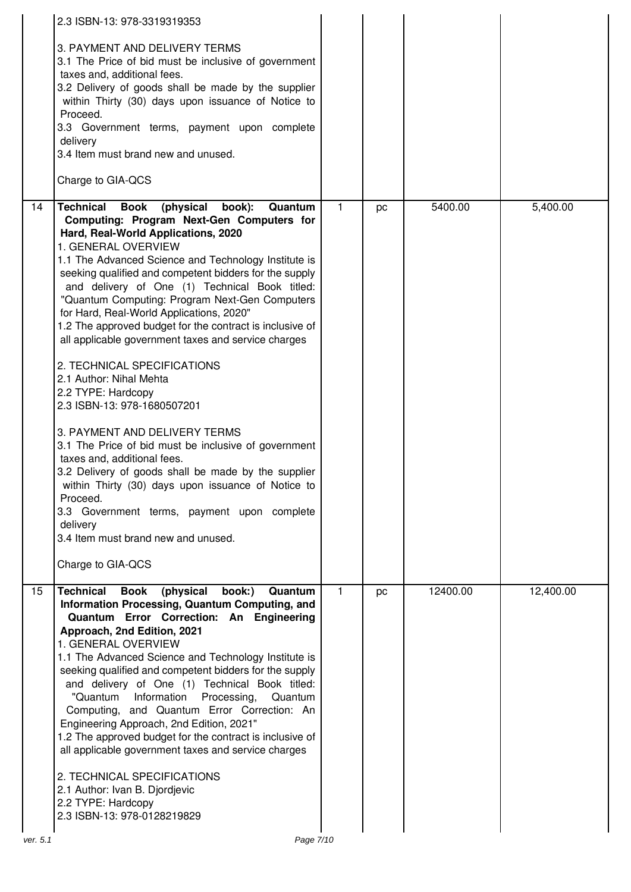| | | | | | |
|---|---|---|---|---|---|
| | 2.3 ISBN-13: 978-3319319353<br><br>3. PAYMENT AND DELIVERY TERMS<br>3.1 The Price of bid must be inclusive of government taxes and, additional fees.<br>3.2 Delivery of goods shall be made by the supplier within Thirty (30) days upon issuance of Notice to Proceed.<br>3.3 Government terms, payment upon complete delivery<br>3.4 Item must brand new and unused.<br><br>Charge to GIA-QCS | | | | |
| 14 | **Technical Book (physical book): Quantum Computing: Program Next-Gen Computers for Hard, Real-World Applications, 2020**<br>1. GENERAL OVERVIEW<br>1.1 The Advanced Science and Technology Institute is seeking qualified and competent bidders for the supply and delivery of One (1) Technical Book titled: "Quantum Computing: Program Next-Gen Computers for Hard, Real-World Applications, 2020"<br>1.2 The approved budget for the contract is inclusive of all applicable government taxes and service charges<br><br>2. TECHNICAL SPECIFICATIONS<br>2.1 Author: Nihal Mehta<br>2.2 TYPE: Hardcopy<br>2.3 ISBN-13: 978-1680507201<br><br>3. PAYMENT AND DELIVERY TERMS<br>3.1 The Price of bid must be inclusive of government taxes and, additional fees.<br>3.2 Delivery of goods shall be made by the supplier within Thirty (30) days upon issuance of Notice to Proceed.<br>3.3 Government terms, payment upon complete delivery<br>3.4 Item must brand new and unused.<br><br>Charge to GIA-QCS | 1 | pc | 5400.00 | 5,400.00 |
| 15 | **Technical Book (physical book:) Quantum Information Processing, Quantum Computing, and Quantum Error Correction: An Engineering Approach, 2nd Edition, 2021**<br>1. GENERAL OVERVIEW<br>1.1 The Advanced Science and Technology Institute is seeking qualified and competent bidders for the supply and delivery of One (1) Technical Book titled: "Quantum Information Processing, Quantum Computing, and Quantum Error Correction: An Engineering Approach, 2nd Edition, 2021"<br>1.2 The approved budget for the contract is inclusive of all applicable government taxes and service charges<br><br>2. TECHNICAL SPECIFICATIONS<br>2.1 Author: Ivan B. Djordjevic<br>2.2 TYPE: Hardcopy<br>2.3 ISBN-13: 978-0128219829 | 1 | pc | 12400.00 | 12,400.00 |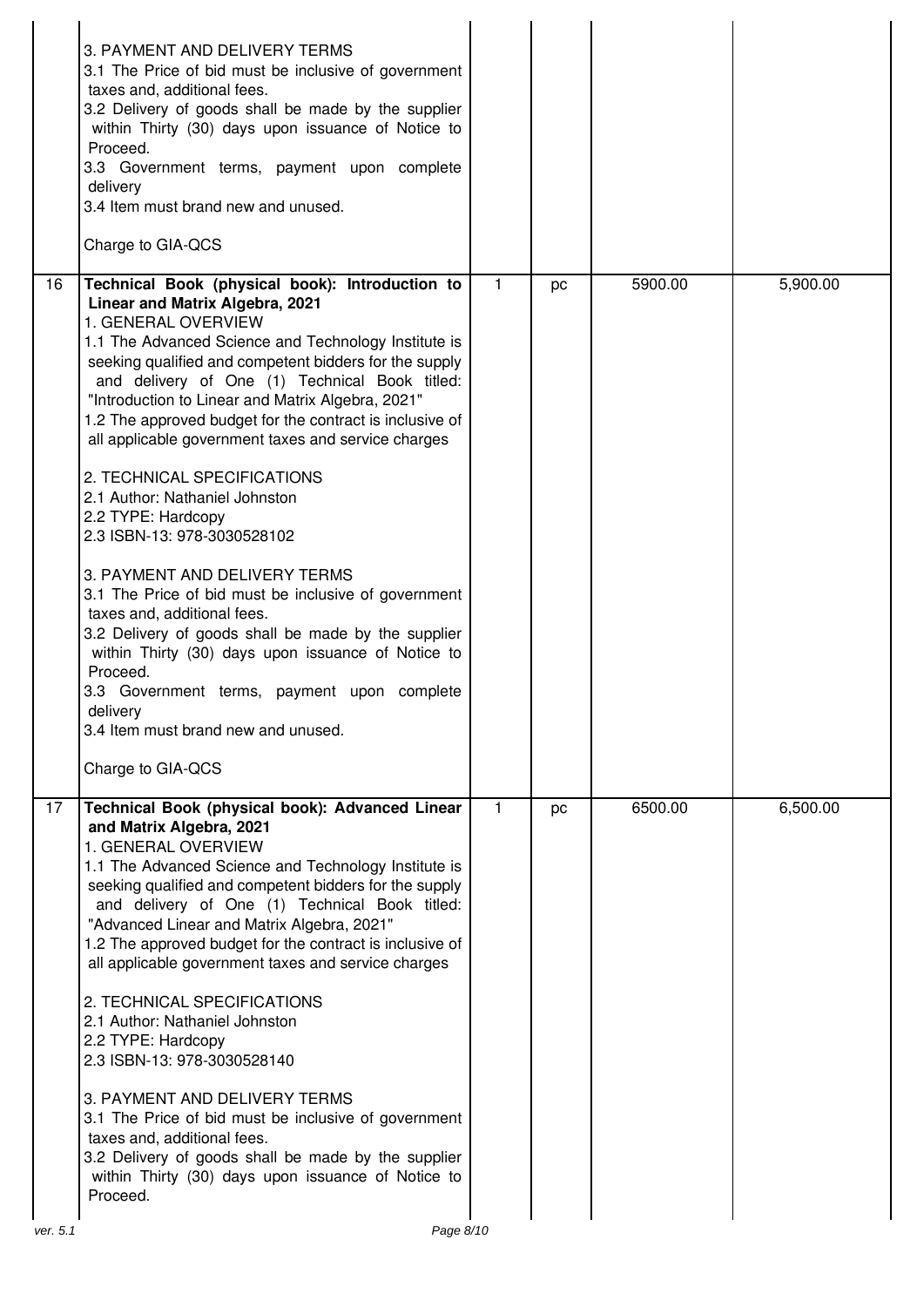| | | | | | |
|---|---|---|---|---|---|
| | 3. PAYMENT AND DELIVERY TERMS<br>3.1 The Price of bid must be inclusive of government taxes and, additional fees.<br>3.2 Delivery of goods shall be made by the supplier within Thirty (30) days upon issuance of Notice to Proceed.<br>3.3 Government terms, payment upon complete delivery<br>3.4 Item must brand new and unused.<br><br>Charge to GIA-QCS | | | | |
| 16 | **Technical Book (physical book): Introduction to Linear and Matrix Algebra, 2021**<br>1. GENERAL OVERVIEW<br>1.1 The Advanced Science and Technology Institute is seeking qualified and competent bidders for the supply and delivery of One (1) Technical Book titled: "Introduction to Linear and Matrix Algebra, 2021"<br>1.2 The approved budget for the contract is inclusive of all applicable government taxes and service charges<br><br>2. TECHNICAL SPECIFICATIONS<br>2.1 Author: Nathaniel Johnston<br>2.2 TYPE: Hardcopy<br>2.3 ISBN-13: 978-3030528102<br><br>3. PAYMENT AND DELIVERY TERMS<br>3.1 The Price of bid must be inclusive of government taxes and, additional fees.<br>3.2 Delivery of goods shall be made by the supplier within Thirty (30) days upon issuance of Notice to Proceed.<br>3.3 Government terms, payment upon complete delivery<br>3.4 Item must brand new and unused.<br><br>Charge to GIA-QCS | 1 | pc | 5900.00 | 5,900.00 |
| 17 | **Technical Book (physical book): Advanced Linear and Matrix Algebra, 2021**<br>1. GENERAL OVERVIEW<br>1.1 The Advanced Science and Technology Institute is seeking qualified and competent bidders for the supply and delivery of One (1) Technical Book titled: "Advanced Linear and Matrix Algebra, 2021"<br>1.2 The approved budget for the contract is inclusive of all applicable government taxes and service charges<br><br>2. TECHNICAL SPECIFICATIONS<br>2.1 Author: Nathaniel Johnston<br>2.2 TYPE: Hardcopy<br>2.3 ISBN-13: 978-3030528140<br><br>3. PAYMENT AND DELIVERY TERMS<br>3.1 The Price of bid must be inclusive of government taxes and, additional fees.<br>3.2 Delivery of goods shall be made by the supplier within Thirty (30) days upon issuance of Notice to Proceed. | 1 | pc | 6500.00 | 6,500.00 |

ver. 5.1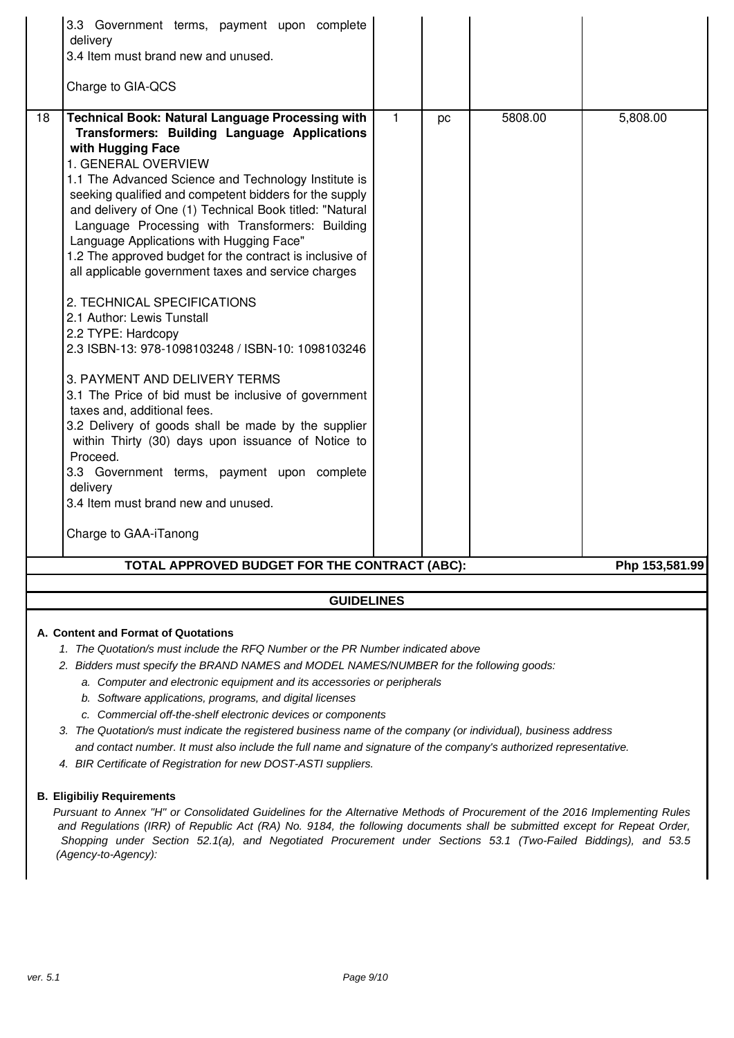| | | | | | |
|---|---|---|---|---|---|
| | 3.3 Government terms, payment upon complete delivery<br>3.4 Item must brand new and unused.<br><br>Charge to GIA-QCS | | | | |
| 18 | **Technical Book: Natural Language Processing with Transformers: Building Language Applications with Hugging Face**<br>1. GENERAL OVERVIEW<br>1.1 The Advanced Science and Technology Institute is seeking qualified and competent bidders for the supply and delivery of One (1) Technical Book titled: "Natural Language Processing with Transformers: Building Language Applications with Hugging Face"<br>1.2 The approved budget for the contract is inclusive of all applicable government taxes and service charges<br><br>2. TECHNICAL SPECIFICATIONS<br>2.1 Author: Lewis Tunstall<br>2.2 TYPE: Hardcopy<br>2.3 ISBN-13: 978-1098103248 / ISBN-10: 1098103246<br><br>3. PAYMENT AND DELIVERY TERMS<br>3.1 The Price of bid must be inclusive of government taxes and, additional fees.<br>3.2 Delivery of goods shall be made by the supplier within Thirty (30) days upon issuance of Notice to Proceed.<br>3.3 Government terms, payment upon complete delivery<br>3.4 Item must brand new and unused.<br><br>Charge to GAA-iTanong | 1 | pc | 5808.00 | 5,808.00 |
| | **TOTAL APPROVED BUDGET FOR THE CONTRACT (ABC):** | | | | **Php 153,581.99** |

## GUIDELINES

**A. Content and Format of Quotations**

1. *The Quotation/s must include the RFQ Number or the PR Number indicated above*
2. *Bidders must specify the BRAND NAMES and MODEL NAMES/NUMBER for the following goods:*
   a. *Computer and electronic equipment and its accessories or peripherals*
   b. *Software applications, programs, and digital licenses*
   c. *Commercial off-the-shelf electronic devices or components*
3. *The Quotation/s must indicate the registered business name of the company (or individual), business address and contact number. It must also include the full name and signature of the company's authorized representative.*
4. *BIR Certificate of Registration for new DOST-ASTI suppliers.*

**B. Eligibiliy Requirements**

*Pursuant to Annex "H" or Consolidated Guidelines for the Alternative Methods of Procurement of the 2016 Implementing Rules and Regulations (IRR) of Republic Act (RA) No. 9184, the following documents shall be submitted except for Repeat Order, Shopping under Section 52.1(a), and Negotiated Procurement under Sections 53.1 (Two-Failed Biddings), and 53.5 (Agency-to-Agency):*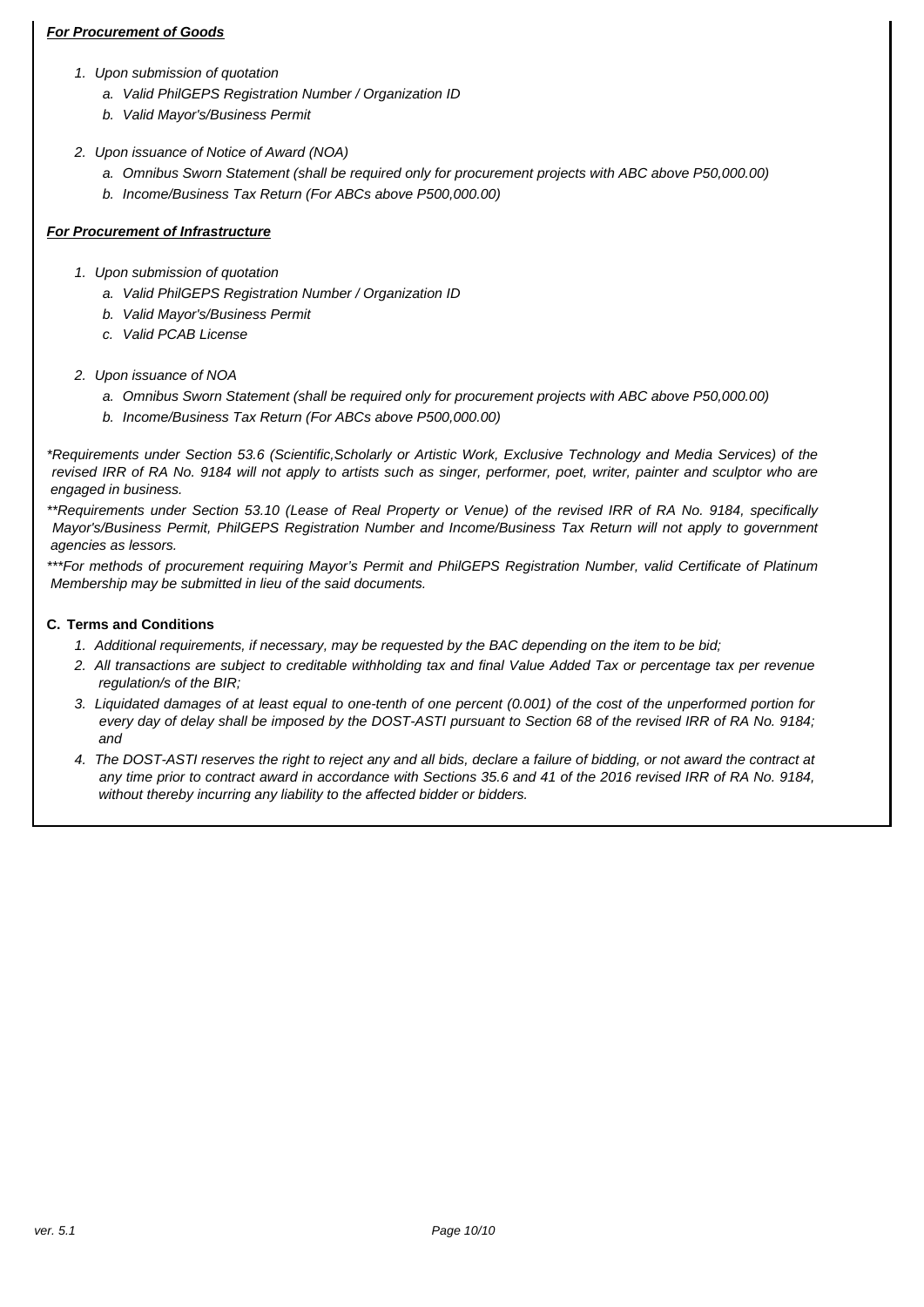***For Procurement of Goods***

1. *Upon submission of quotation*
   a. *Valid PhilGEPS Registration Number / Organization ID*
   b. *Valid Mayor's/Business Permit*

2. *Upon issuance of Notice of Award (NOA)*
   a. *Omnibus Sworn Statement (shall be required only for procurement projects with ABC above P50,000.00)*
   b. *Income/Business Tax Return (For ABCs above P500,000.00)*

***For Procurement of Infrastructure***

1. *Upon submission of quotation*
   a. *Valid PhilGEPS Registration Number / Organization ID*
   b. *Valid Mayor's/Business Permit*
   c. *Valid PCAB License*

2. *Upon issuance of NOA*
   a. *Omnibus Sworn Statement (shall be required only for procurement projects with ABC above P50,000.00)*
   b. *Income/Business Tax Return (For ABCs above P500,000.00)*

*\*Requirements under Section 53.6 (Scientific,Scholarly or Artistic Work, Exclusive Technology and Media Services) of the revised IRR of RA No. 9184 will not apply to artists such as singer, performer, poet, writer, painter and sculptor who are engaged in business.*

*\*\*Requirements under Section 53.10 (Lease of Real Property or Venue) of the revised IRR of RA No. 9184, specifically Mayor's/Business Permit, PhilGEPS Registration Number and Income/Business Tax Return will not apply to government agencies as lessors.*

*\*\*\*For methods of procurement requiring Mayor's Permit and PhilGEPS Registration Number, valid Certificate of Platinum Membership may be submitted in lieu of the said documents.*

**C. Terms and Conditions**

1. *Additional requirements, if necessary, may be requested by the BAC depending on the item to be bid;*
2. *All transactions are subject to creditable withholding tax and final Value Added Tax or percentage tax per revenue regulation/s of the BIR;*
3. *Liquidated damages of at least equal to one-tenth of one percent (0.001) of the cost of the unperformed portion for every day of delay shall be imposed by the DOST-ASTI pursuant to Section 68 of the revised IRR of RA No. 9184; and*
4. *The DOST-ASTI reserves the right to reject any and all bids, declare a failure of bidding, or not award the contract at any time prior to contract award in accordance with Sections 35.6 and 41 of the 2016 revised IRR of RA No. 9184, without thereby incurring any liability to the affected bidder or bidders.*